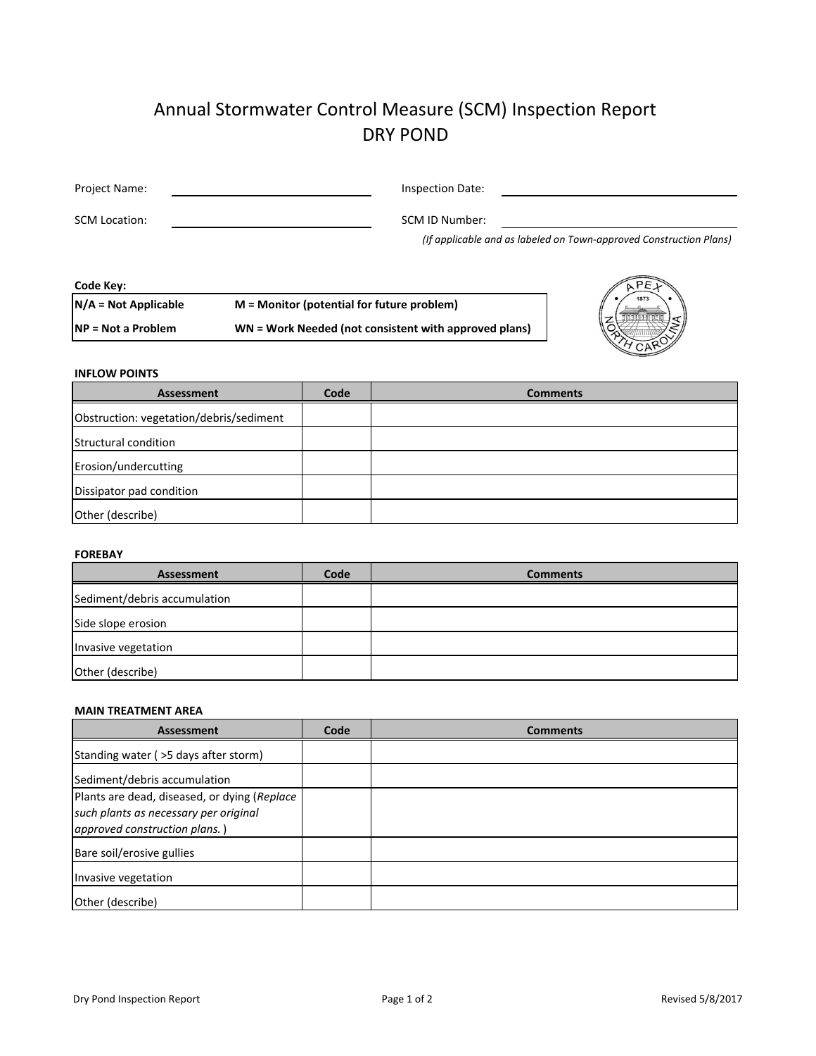# Annual Stormwater Control Measure (SCM) Inspection Report
## DRY POND

Project Name: ______________________ Inspection Date: ______________________

SCM Location: ______________________ SCM ID Number: ______________________

*(If applicable and as labeled on Town-approved Construction Plans)*

**Code Key:**

| | |
|---|---|
| **N/A = Not Applicable** | **M = Monitor (potential for future problem)** |
| **NP = Not a Problem** | **WN = Work Needed (not consistent with approved plans)** |

**INFLOW POINTS**

| Assessment | Code | Comments |
|---|---|---|
| Obstruction: vegetation/debris/sediment | | |
| Structural condition | | |
| Erosion/undercutting | | |
| Dissipator pad condition | | |
| Other (describe) | | |

**FOREBAY**

| Assessment | Code | Comments |
|---|---|---|
| Sediment/debris accumulation | | |
| Side slope erosion | | |
| Invasive vegetation | | |
| Other (describe) | | |

**MAIN TREATMENT AREA**

| Assessment | Code | Comments |
|---|---|---|
| Standing water ( >5 days after storm) | | |
| Sediment/debris accumulation | | |
| Plants are dead, diseased, or dying (*Replace such plants as necessary per original approved construction plans.*) | | |
| Bare soil/erosive gullies | | |
| Invasive vegetation | | |
| Other (describe) | | |

Dry Pond Inspection Report | Revised 5/8/2017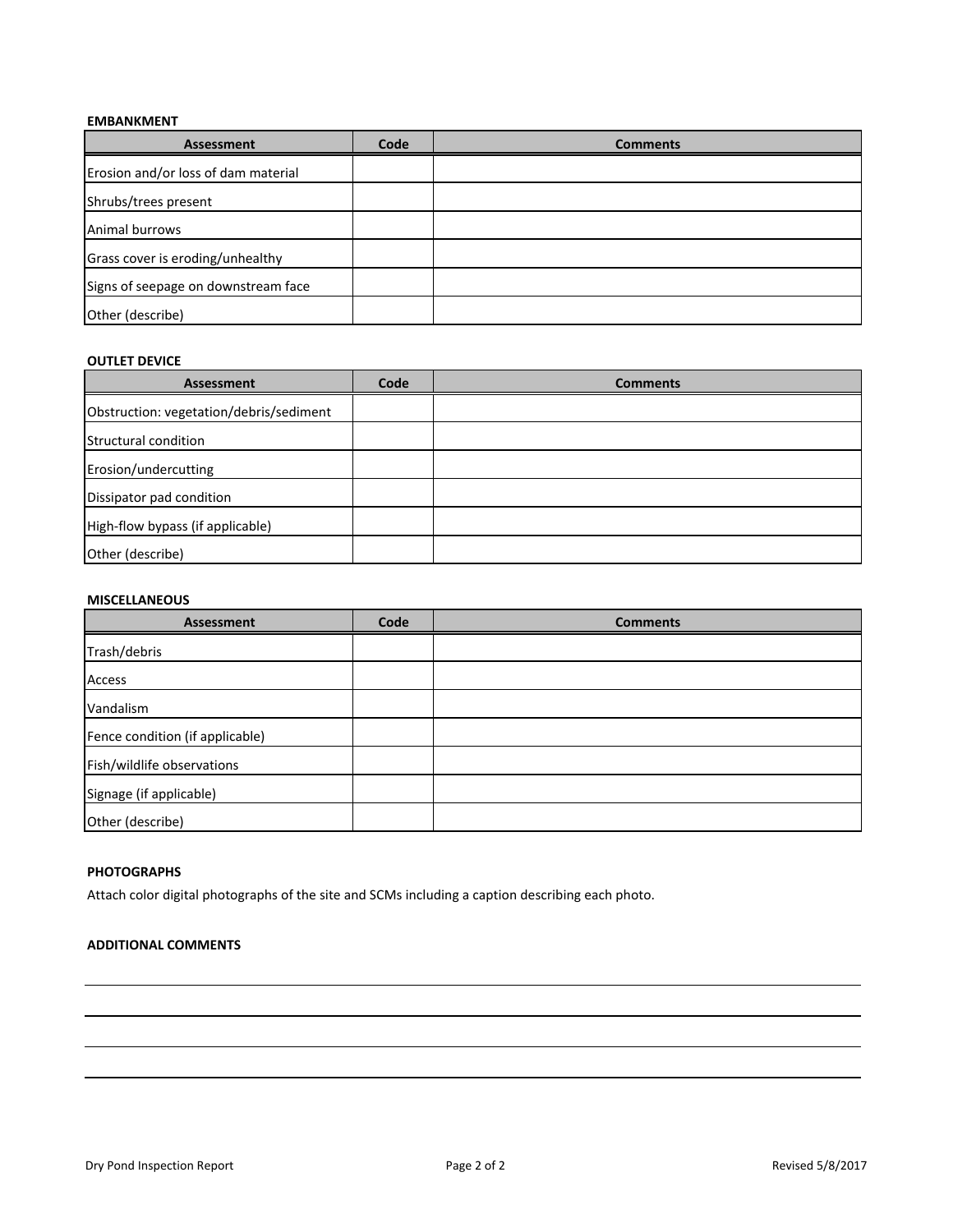**EMBANKMENT**

| Assessment | Code | Comments |
| --- | --- | --- |
| Erosion and/or loss of dam material | | |
| Shrubs/trees present | | |
| Animal burrows | | |
| Grass cover is eroding/unhealthy | | |
| Signs of seepage on downstream face | | |
| Other (describe) | | |

**OUTLET DEVICE**

| Assessment | Code | Comments |
| --- | --- | --- |
| Obstruction: vegetation/debris/sediment | | |
| Structural condition | | |
| Erosion/undercutting | | |
| Dissipator pad condition | | |
| High-flow bypass (if applicable) | | |
| Other (describe) | | |

**MISCELLANEOUS**

| Assessment | Code | Comments |
| --- | --- | --- |
| Trash/debris | | |
| Access | | |
| Vandalism | | |
| Fence condition (if applicable) | | |
| Fish/wildlife observations | | |
| Signage (if applicable) | | |
| Other (describe) | | |

**PHOTOGRAPHS**

Attach color digital photographs of the site and SCMs including a caption describing each photo.

**ADDITIONAL COMMENTS**

______________________________________________________________________

______________________________________________________________________

______________________________________________________________________

______________________________________________________________________